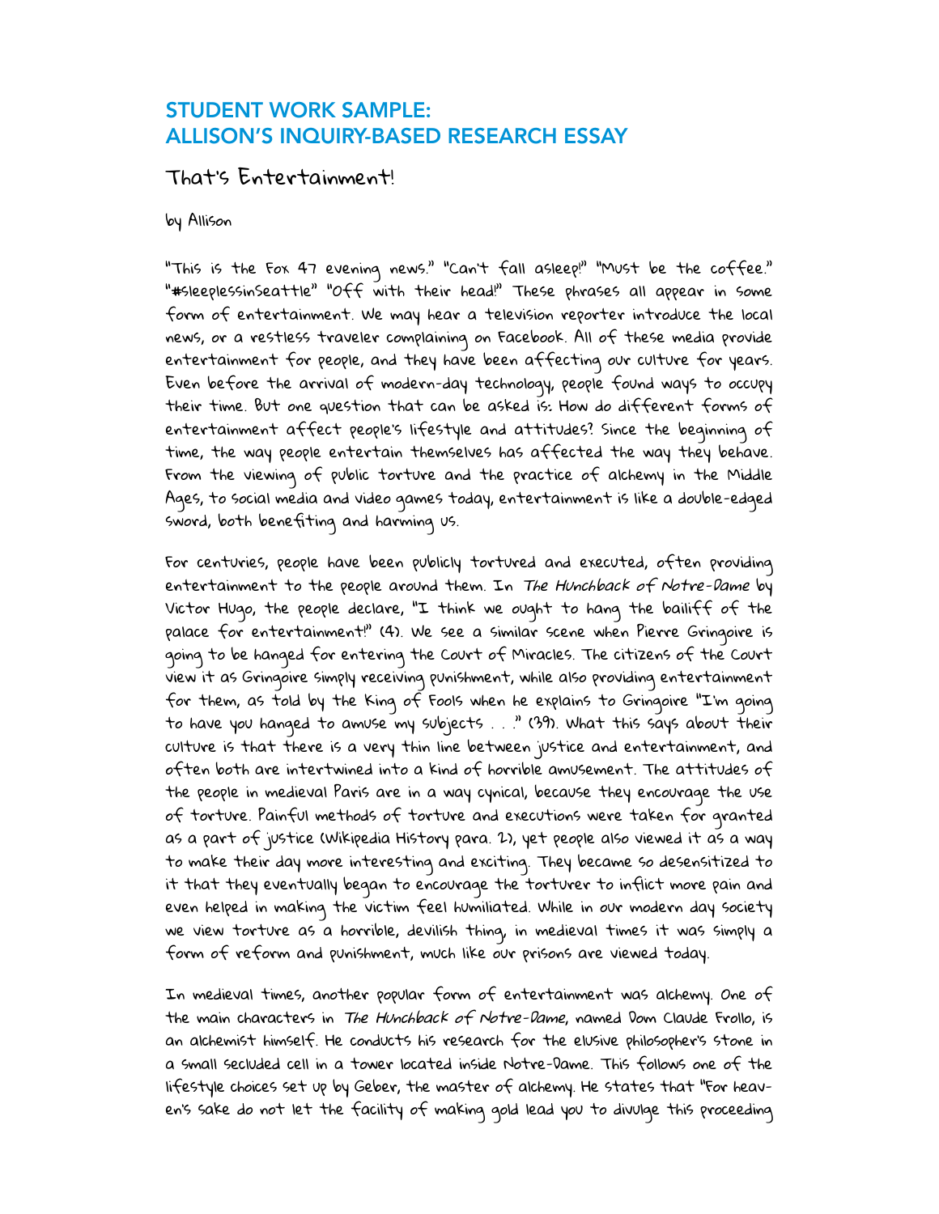# STUDENT WORK SAMPLE: ALLISON'S INQUIRY-BASED RESEARCH ESSAY

## That's Entertainment!

by Allison

"This is the Fox 47 evening news." "Can't fall asleep!" "Must be the coffee." "#SleeplessinSeattle" "Off with their head!" These phrases all appear in some form of entertainment. We may hear a television reporter introduce the local news, or a restless traveler complaining on Facebook. All of these media provide entertainment for people, and they have been affecting our culture for years. Even before the arrival of modern-day technology, people found ways to occupy their time. But one question that can be asked is: How do different forms of entertainment affect people's lifestyle and attitudes? Since the beginning of time, the way people entertain themselves has affected the way they behave. From the viewing of public torture and the practice of alchemy in the Middle Ages, to social media and video games today, entertainment is like a double-edged sword, both benefiting and harming us.

For centuries, people have been publicly tortured and executed, often providing entertainment to the people around them. In *The Hunchback of Notre-Dame* by Victor Hugo, the people declare, "I think we ought to hang the bailiff of the palace for entertainment!" (4). We see a similar scene when Pierre Gringoire is going to be hanged for entering the Court of Miracles. The citizens of the Court view it as Gringoire simply receiving punishment, while also providing entertainment for them, as told by the King of Fools when he explains to Gringoire "I'm going to have you hanged to amuse my subjects . . ." (39). What this says about their culture is that there is a very thin line between justice and entertainment, and often both are intertwined into a kind of horrible amusement. The attitudes of the people in medieval Paris are in a way cynical, because they encourage the use of torture. Painful methods of torture and executions were taken for granted as a part of justice (Wikipedia History para. 2), yet people also viewed it as a way to make their day more interesting and exciting. They became so desensitized to it that they eventually began to encourage the torturer to inflict more pain and even helped in making the victim feel humiliated. While in our modern day society we view torture as a horrible, devilish thing, in medieval times it was simply a form of reform and punishment, much like our prisons are viewed today.

In medieval times, another popular form of entertainment was alchemy. One of the main characters in *The Hunchback of Notre-Dame*, named Dom Claude Frollo, is an alchemist himself. He conducts his research for the elusive philosopher's stone in a small secluded cell in a tower located inside Notre-Dame. This follows one of the lifestyle choices set up by Geber, the master of alchemy. He states that "For heaven's sake do not let the facility of making gold lead you to divulge this proceeding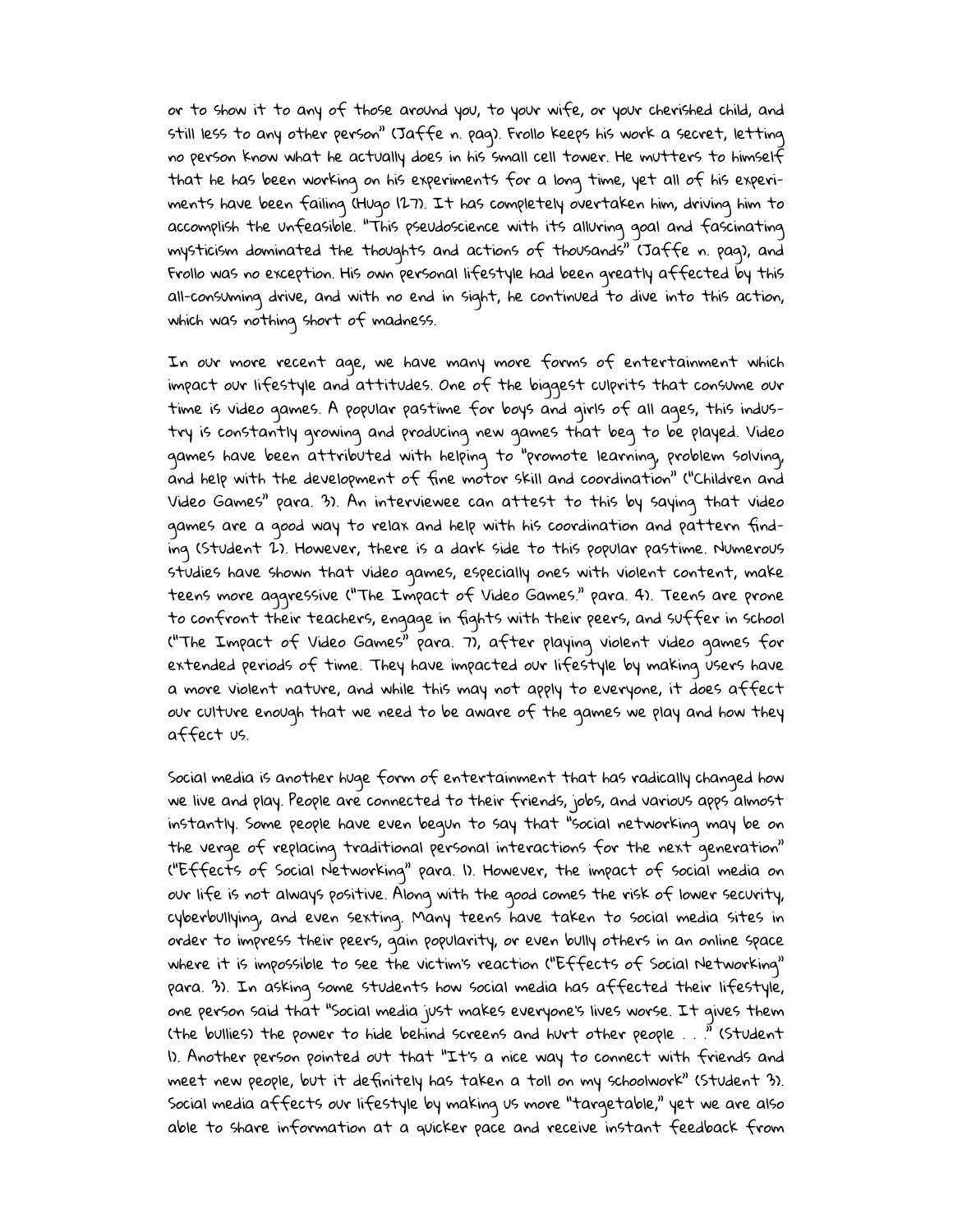or to show it to any of those around you, to your wife, or your cherished child, and still less to any other person" (Jaffe n. pag). Frollo keeps his work a secret, letting no person know what he actually does in his small cell tower. He mutters to himself that he has been working on his experiments for a long time, yet all of his experiments have been failing (Hugo 127). It has completely overtaken him, driving him to accomplish the unfeasible. "This pseudoscience with its alluring goal and fascinating mysticism dominated the thoughts and actions of thousands" (Jaffe n. pag), and Frollo was no exception. His own personal lifestyle had been greatly affected by this all-consuming drive, and with no end in sight, he continued to dive into this action, which was nothing short of madness.

In our more recent age, we have many more forms of entertainment which impact our lifestyle and attitudes. One of the biggest culprits that consume our time is video games. A popular pastime for boys and girls of all ages, this industry is constantly growing and producing new games that beg to be played. Video games have been attributed with helping to "promote learning, problem solving, and help with the development of fine motor skill and coordination" ("Children and Video Games" para. 3). An interviewee can attest to this by saying that video games are a good way to relax and help with his coordination and pattern finding (Student 2). However, there is a dark side to this popular pastime. Numerous studies have shown that video games, especially ones with violent content, make teens more aggressive ("The Impact of Video Games." para. 4). Teens are prone to confront their teachers, engage in fights with their peers, and suffer in school ("The Impact of Video Games" para. 7), after playing violent video games for extended periods of time. They have impacted our lifestyle by making users have a more violent nature, and while this may not apply to everyone, it does affect our culture enough that we need to be aware of the games we play and how they affect us.

Social media is another huge form of entertainment that has radically changed how we live and play. People are connected to their friends, jobs, and various apps almost instantly. Some people have even begun to say that "social networking may be on the verge of replacing traditional personal interactions for the next generation" ("Effects of Social Networking" para. 1). However, the impact of social media on our life is not always positive. Along with the good comes the risk of lower security, cyberbullying, and even sexting. Many teens have taken to social media sites in order to impress their peers, gain popularity, or even bully others in an online space where it is impossible to see the victim's reaction ("Effects of Social Networking" para. 3). In asking some students how social media has affected their lifestyle, one person said that "Social media just makes everyone's lives worse. It gives them (the bullies) the power to hide behind screens and hurt other people . . ." (Student 1). Another person pointed out that "It's a nice way to connect with friends and meet new people, but it definitely has taken a toll on my schoolwork" (Student 3). Social media affects our lifestyle by making us more "targetable," yet we are also able to share information at a quicker pace and receive instant feedback from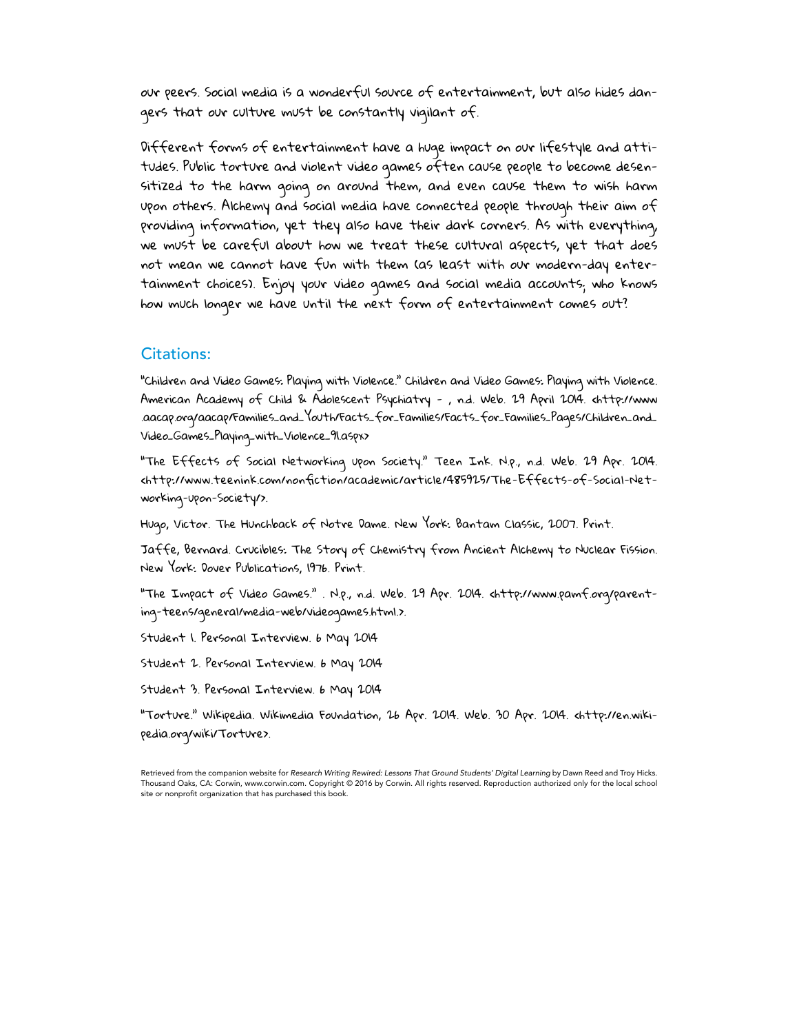our peers. Social media is a wonderful source of entertainment, but also hides dangers that our culture must be constantly vigilant of.

Different forms of entertainment have a huge impact on our lifestyle and attitudes. Public torture and violent video games often cause people to become desensitized to the harm going on around them, and even cause them to wish harm upon others. Alchemy and social media have connected people through their aim of providing information, yet they also have their dark corners. As with everything, we must be careful about how we treat these cultural aspects, yet that does not mean we cannot have fun with them (as least with our modern-day entertainment choices). Enjoy your video games and social media accounts; who knows how much longer we have until the next form of entertainment comes out?

## Citations:

"Children and Video Games: Playing with Violence." Children and Video Games: Playing with Violence. American Academy of Child & Adolescent Psychiatry - , n.d. Web. 29 April 2014. <http://www.aacap.org/aacap/Families_and_Youth/Facts_for_Families/Facts_for_Families_Pages/Children_and_Video_Games_Playing_with_Violence_91.aspx>

"The Effects of Social Networking Upon Society." Teen Ink. N.p., n.d. Web. 29 Apr. 2014. <http://www.teenink.com/nonfiction/academic/article/485925/The-Effects-of-Social-Networking-Upon-Society/>.

Hugo, Victor. The Hunchback of Notre Dame. New York: Bantam Classic, 2007. Print.

Jaffe, Bernard. Crucibles: The Story of Chemistry from Ancient Alchemy to Nuclear Fission. New York: Dover Publications, 1976. Print.

"The Impact of Video Games." . N.p., n.d. Web. 29 Apr. 2014. <http://www.pamf.org/parenting-teens/general/media-web/videogames.html.>.

Student 1. Personal Interview. 6 May 2014

Student 2. Personal Interview. 6 May 2014

Student 3. Personal Interview. 6 May 2014

"Torture." Wikipedia. Wikimedia Foundation, 26 Apr. 2014. Web. 30 Apr. 2014. <http://en.wikipedia.org/wiki/Torture>.

Retrieved from the companion website for *Research Writing Rewired: Lessons That Ground Students' Digital Learning* by Dawn Reed and Troy Hicks. Thousand Oaks, CA: Corwin, www.corwin.com. Copyright © 2016 by Corwin. All rights reserved. Reproduction authorized only for the local school site or nonprofit organization that has purchased this book.